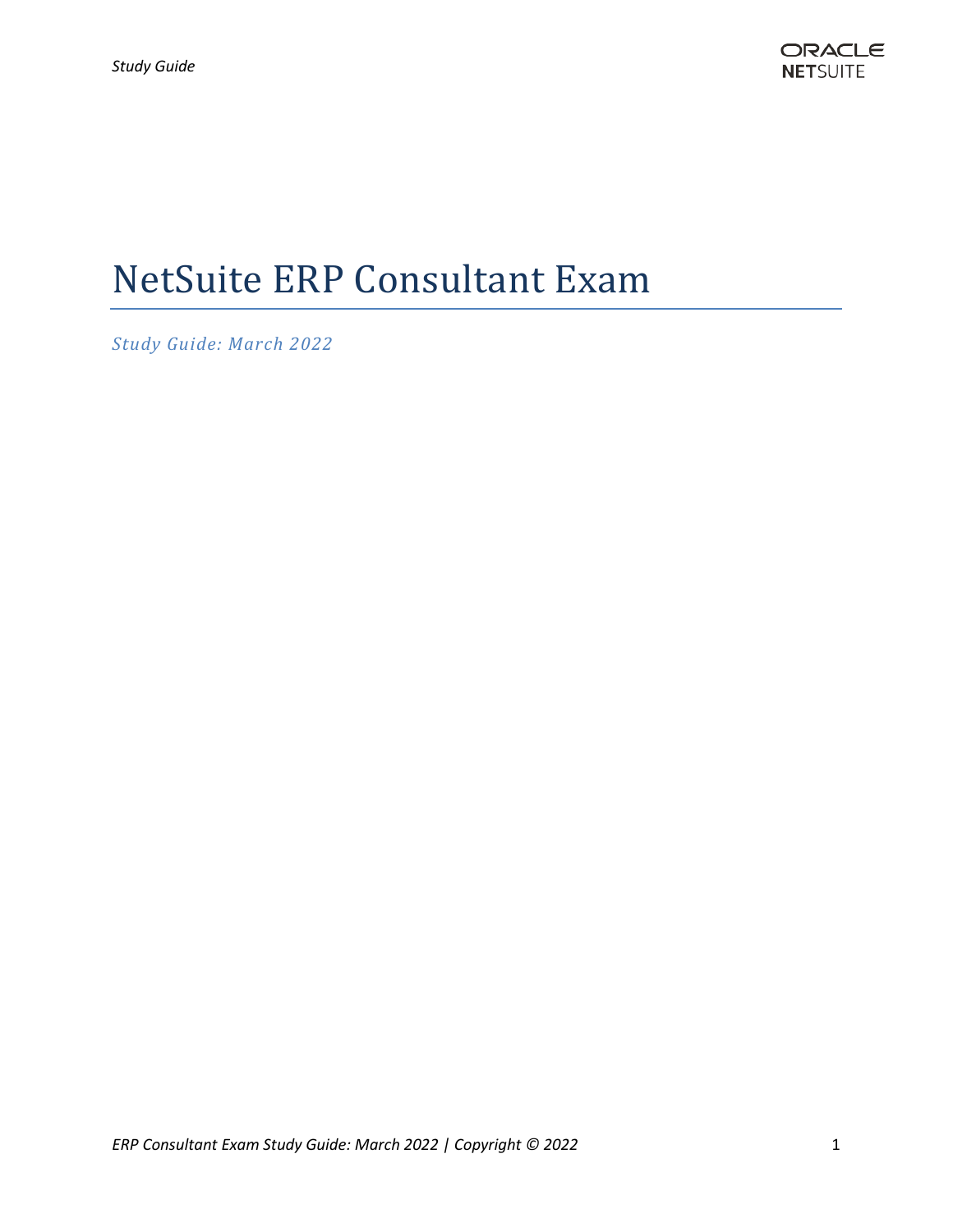# NetSuite ERP Consultant Exam

*Study Guide: March 2022*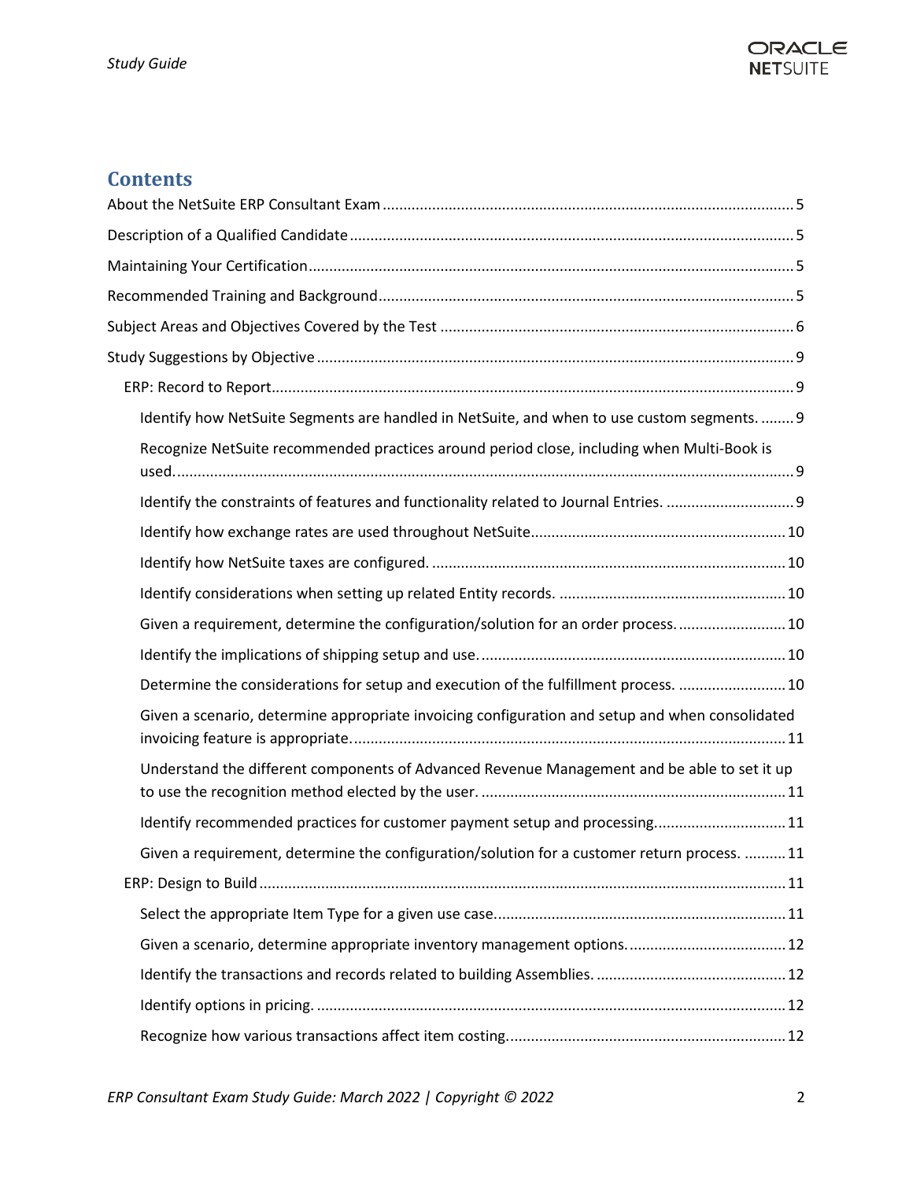# Contents

About the NetSuite ERP Consultant Exam .................................................................................................. 5

Description of a Qualified Candidate .......................................................................................................... 5

Maintaining Your Certification .................................................................................................................... 5

Recommended Training and Background ................................................................................................... 5

Subject Areas and Objectives Covered by the Test ..................................................................................... 6

Study Suggestions by Objective .................................................................................................................. 9

- ERP: Record to Report ............................................................................................................................ 9
  - Identify how NetSuite Segments are handled in NetSuite, and when to use custom segments. ........ 9
  - Recognize NetSuite recommended practices around period close, including when Multi-Book is used. .................................................................................................................................................... 9
  - Identify the constraints of features and functionality related to Journal Entries. .............................. 9
  - Identify how exchange rates are used throughout NetSuite ............................................................. 10
  - Identify how NetSuite taxes are configured. ..................................................................................... 10
  - Identify considerations when setting up related Entity records. ...................................................... 10
  - Given a requirement, determine the configuration/solution for an order process. .......................... 10
  - Identify the implications of shipping setup and use. ......................................................................... 10
  - Determine the considerations for setup and execution of the fulfillment process. .......................... 10
  - Given a scenario, determine appropriate invoicing configuration and setup and when consolidated invoicing feature is appropriate. ........................................................................................................ 11
  - Understand the different components of Advanced Revenue Management and be able to set it up to use the recognition method elected by the user. ......................................................................... 11
  - Identify recommended practices for customer payment setup and processing. ............................... 11
  - Given a requirement, determine the configuration/solution for a customer return process. .......... 11
- ERP: Design to Build .............................................................................................................................. 11
  - Select the appropriate Item Type for a given use case. ..................................................................... 11
  - Given a scenario, determine appropriate inventory management options. ...................................... 12
  - Identify the transactions and records related to building Assemblies. .............................................. 12
  - Identify options in pricing. ................................................................................................................. 12
  - Recognize how various transactions affect item costing. .................................................................. 12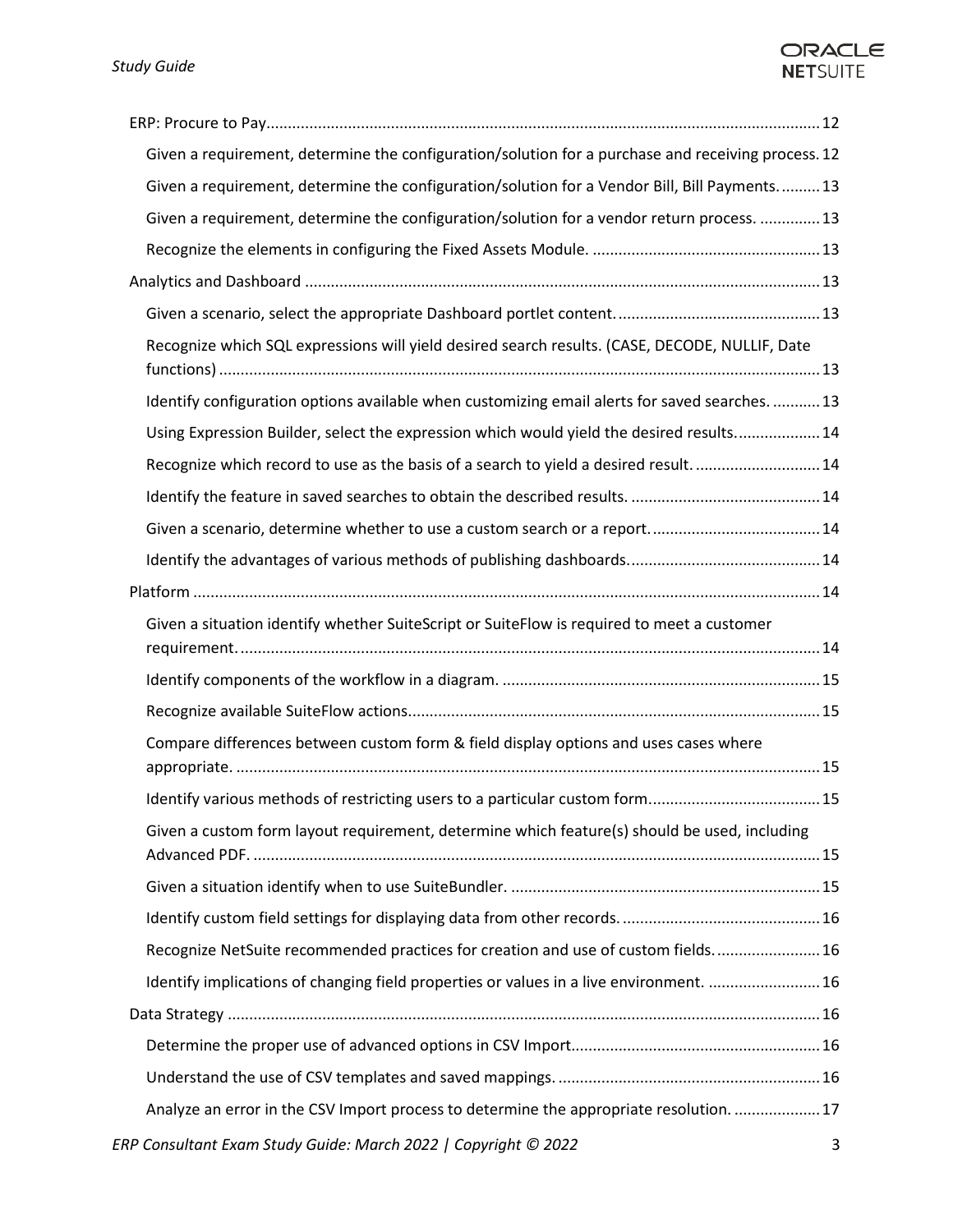- ERP: Procure to Pay ..... 12
  - Given a requirement, determine the configuration/solution for a purchase and receiving process. 12
  - Given a requirement, determine the configuration/solution for a Vendor Bill, Bill Payments. ..... 13
  - Given a requirement, determine the configuration/solution for a vendor return process. ..... 13
  - Recognize the elements in configuring the Fixed Assets Module. ..... 13
- Analytics and Dashboard ..... 13
  - Given a scenario, select the appropriate Dashboard portlet content. ..... 13
  - Recognize which SQL expressions will yield desired search results. (CASE, DECODE, NULLIF, Date functions) ..... 13
  - Identify configuration options available when customizing email alerts for saved searches. ..... 13
  - Using Expression Builder, select the expression which would yield the desired results. ..... 14
  - Recognize which record to use as the basis of a search to yield a desired result. ..... 14
  - Identify the feature in saved searches to obtain the described results. ..... 14
  - Given a scenario, determine whether to use a custom search or a report. ..... 14
  - Identify the advantages of various methods of publishing dashboards. ..... 14
- Platform ..... 14
  - Given a situation identify whether SuiteScript or SuiteFlow is required to meet a customer requirement. ..... 14
  - Identify components of the workflow in a diagram. ..... 15
  - Recognize available SuiteFlow actions. ..... 15
  - Compare differences between custom form & field display options and uses cases where appropriate. ..... 15
  - Identify various methods of restricting users to a particular custom form. ..... 15
  - Given a custom form layout requirement, determine which feature(s) should be used, including Advanced PDF. ..... 15
  - Given a situation identify when to use SuiteBundler. ..... 15
  - Identify custom field settings for displaying data from other records. ..... 16
  - Recognize NetSuite recommended practices for creation and use of custom fields. ..... 16
  - Identify implications of changing field properties or values in a live environment. ..... 16
- Data Strategy ..... 16
  - Determine the proper use of advanced options in CSV Import ..... 16
  - Understand the use of CSV templates and saved mappings. ..... 16
  - Analyze an error in the CSV Import process to determine the appropriate resolution. ..... 17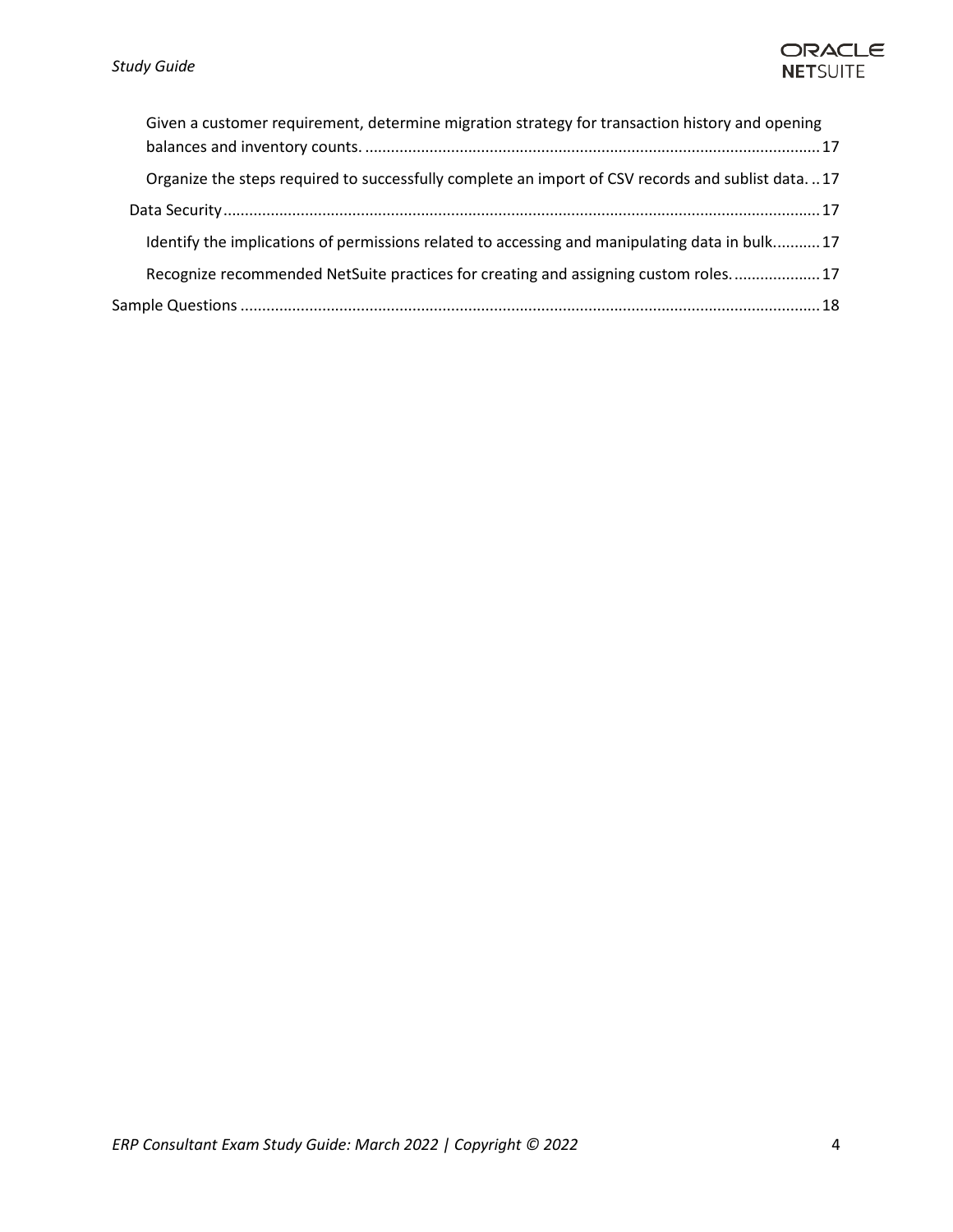Given a customer requirement, determine migration strategy for transaction history and opening balances and inventory counts. ........................................................................................................ 17

Organize the steps required to successfully complete an import of CSV records and sublist data. .. 17

Data Security ........................................................................................................................................ 17

Identify the implications of permissions related to accessing and manipulating data in bulk. .......... 17

Recognize recommended NetSuite practices for creating and assigning custom roles. .................... 17

Sample Questions ...................................................................................................................................... 18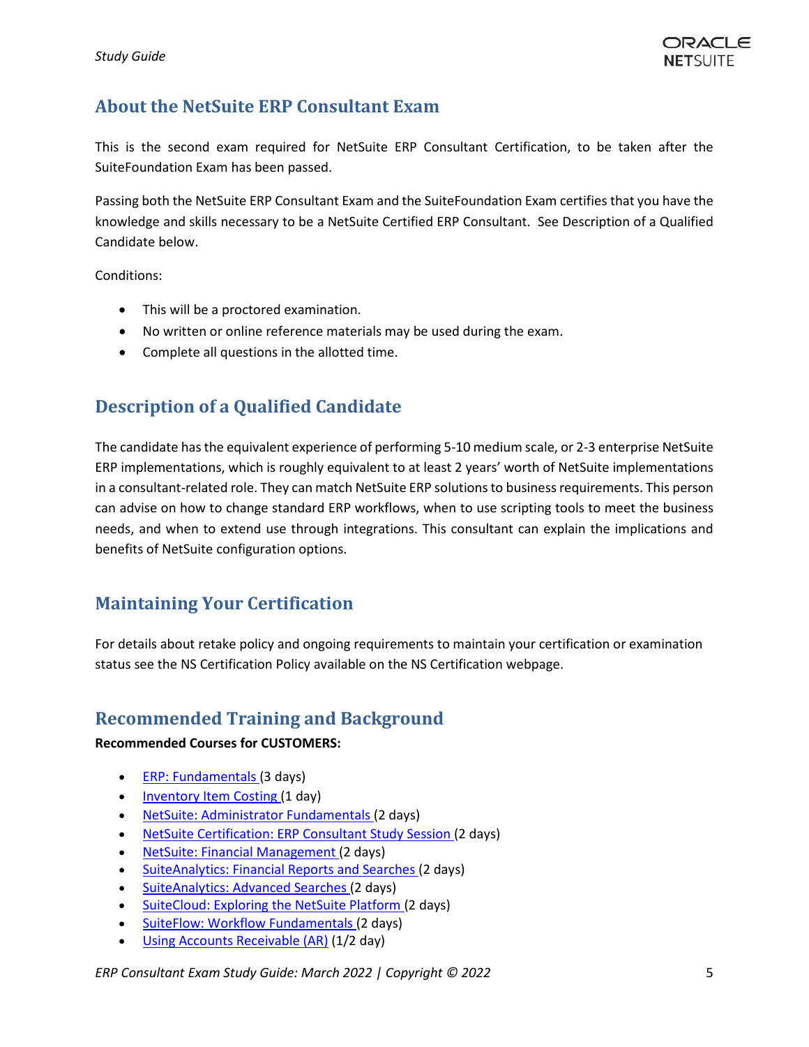## About the NetSuite ERP Consultant Exam

This is the second exam required for NetSuite ERP Consultant Certification, to be taken after the SuiteFoundation Exam has been passed.

Passing both the NetSuite ERP Consultant Exam and the SuiteFoundation Exam certifies that you have the knowledge and skills necessary to be a NetSuite Certified ERP Consultant. See Description of a Qualified Candidate below.

Conditions:

- This will be a proctored examination.
- No written or online reference materials may be used during the exam.
- Complete all questions in the allotted time.

## Description of a Qualified Candidate

The candidate has the equivalent experience of performing 5-10 medium scale, or 2-3 enterprise NetSuite ERP implementations, which is roughly equivalent to at least 2 years' worth of NetSuite implementations in a consultant-related role. They can match NetSuite ERP solutions to business requirements. This person can advise on how to change standard ERP workflows, when to use scripting tools to meet the business needs, and when to extend use through integrations. This consultant can explain the implications and benefits of NetSuite configuration options.

## Maintaining Your Certification

For details about retake policy and ongoing requirements to maintain your certification or examination status see the NS Certification Policy available on the NS Certification webpage.

## Recommended Training and Background

**Recommended Courses for CUSTOMERS:**

- ERP: Fundamentals (3 days)
- Inventory Item Costing (1 day)
- NetSuite: Administrator Fundamentals (2 days)
- NetSuite Certification: ERP Consultant Study Session (2 days)
- NetSuite: Financial Management (2 days)
- SuiteAnalytics: Financial Reports and Searches (2 days)
- SuiteAnalytics: Advanced Searches (2 days)
- SuiteCloud: Exploring the NetSuite Platform (2 days)
- SuiteFlow: Workflow Fundamentals (2 days)
- Using Accounts Receivable (AR) (1/2 day)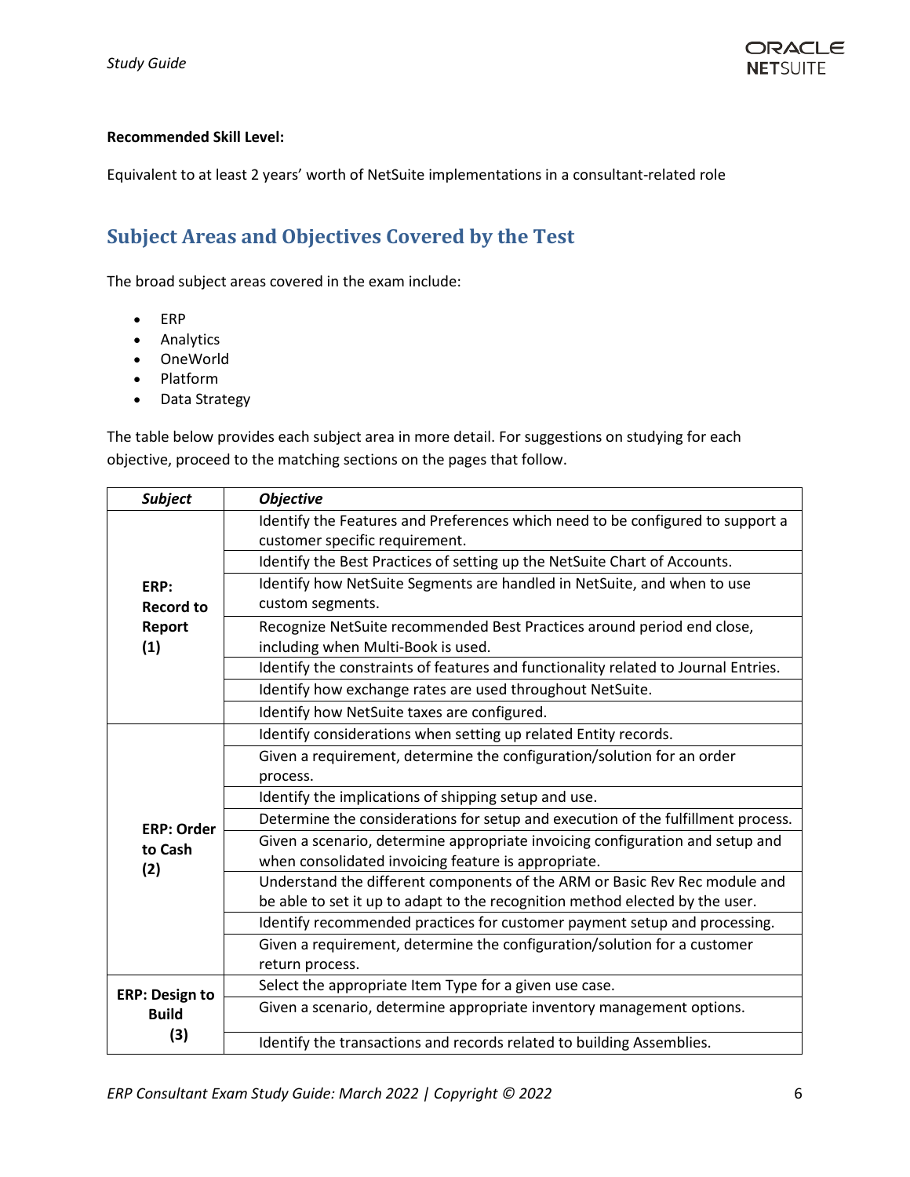**Recommended Skill Level:**

Equivalent to at least 2 years' worth of NetSuite implementations in a consultant-related role

## Subject Areas and Objectives Covered by the Test

The broad subject areas covered in the exam include:

- ERP
- Analytics
- OneWorld
- Platform
- Data Strategy

The table below provides each subject area in more detail. For suggestions on studying for each objective, proceed to the matching sections on the pages that follow.

| *Subject* | *Objective* |
|---|---|
| **ERP: Record to Report (1)** | Identify the Features and Preferences which need to be configured to support a customer specific requirement. |
| | Identify the Best Practices of setting up the NetSuite Chart of Accounts. |
| | Identify how NetSuite Segments are handled in NetSuite, and when to use custom segments. |
| | Recognize NetSuite recommended Best Practices around period end close, including when Multi-Book is used. |
| | Identify the constraints of features and functionality related to Journal Entries. |
| | Identify how exchange rates are used throughout NetSuite. |
| | Identify how NetSuite taxes are configured. |
| **ERP: Order to Cash (2)** | Identify considerations when setting up related Entity records. |
| | Given a requirement, determine the configuration/solution for an order process. |
| | Identify the implications of shipping setup and use. |
| | Determine the considerations for setup and execution of the fulfillment process. |
| | Given a scenario, determine appropriate invoicing configuration and setup and when consolidated invoicing feature is appropriate. |
| | Understand the different components of the ARM or Basic Rev Rec module and be able to set it up to adapt to the recognition method elected by the user. |
| | Identify recommended practices for customer payment setup and processing. |
| | Given a requirement, determine the configuration/solution for a customer return process. |
| **ERP: Design to Build (3)** | Select the appropriate Item Type for a given use case. |
| | Given a scenario, determine appropriate inventory management options. |
| | Identify the transactions and records related to building Assemblies. |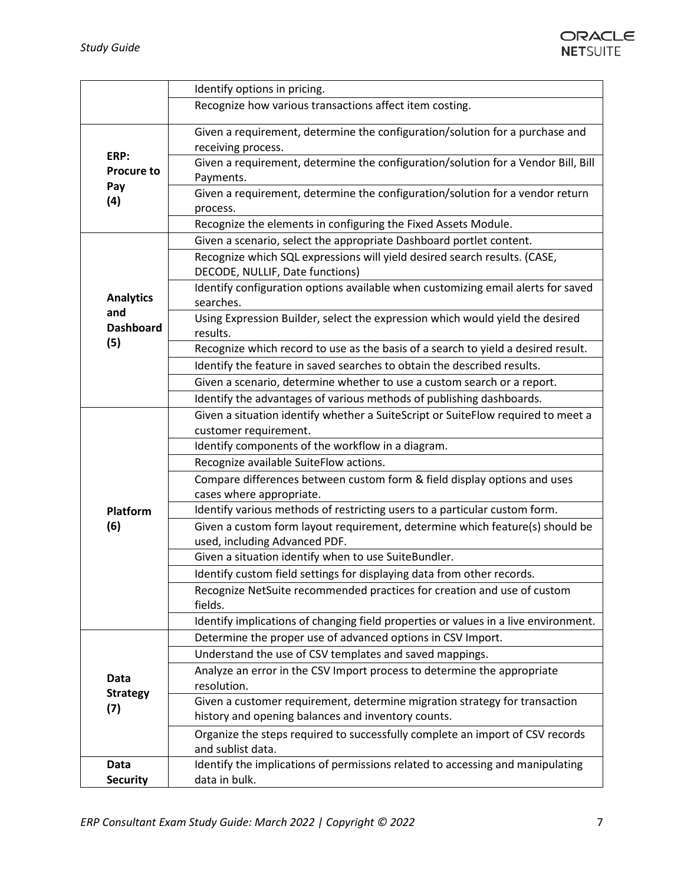| | |
|---|---|
| | Identify options in pricing. |
| | Recognize how various transactions affect item costing. |
| **ERP: Procure to Pay (4)** | Given a requirement, determine the configuration/solution for a purchase and receiving process. |
| | Given a requirement, determine the configuration/solution for a Vendor Bill, Bill Payments. |
| | Given a requirement, determine the configuration/solution for a vendor return process. |
| | Recognize the elements in configuring the Fixed Assets Module. |
| **Analytics and Dashboard (5)** | Given a scenario, select the appropriate Dashboard portlet content. |
| | Recognize which SQL expressions will yield desired search results. (CASE, DECODE, NULLIF, Date functions) |
| | Identify configuration options available when customizing email alerts for saved searches. |
| | Using Expression Builder, select the expression which would yield the desired results. |
| | Recognize which record to use as the basis of a search to yield a desired result. |
| | Identify the feature in saved searches to obtain the described results. |
| | Given a scenario, determine whether to use a custom search or a report. |
| | Identify the advantages of various methods of publishing dashboards. |
| **Platform (6)** | Given a situation identify whether a SuiteScript or SuiteFlow required to meet a customer requirement. |
| | Identify components of the workflow in a diagram. |
| | Recognize available SuiteFlow actions. |
| | Compare differences between custom form & field display options and uses cases where appropriate. |
| | Identify various methods of restricting users to a particular custom form. |
| | Given a custom form layout requirement, determine which feature(s) should be used, including Advanced PDF. |
| | Given a situation identify when to use SuiteBundler. |
| | Identify custom field settings for displaying data from other records. |
| | Recognize NetSuite recommended practices for creation and use of custom fields. |
| | Identify implications of changing field properties or values in a live environment. |
| **Data Strategy (7)** | Determine the proper use of advanced options in CSV Import. |
| | Understand the use of CSV templates and saved mappings. |
| | Analyze an error in the CSV Import process to determine the appropriate resolution. |
| | Given a customer requirement, determine migration strategy for transaction history and opening balances and inventory counts. |
| | Organize the steps required to successfully complete an import of CSV records and sublist data. |
| **Data Security** | Identify the implications of permissions related to accessing and manipulating data in bulk. |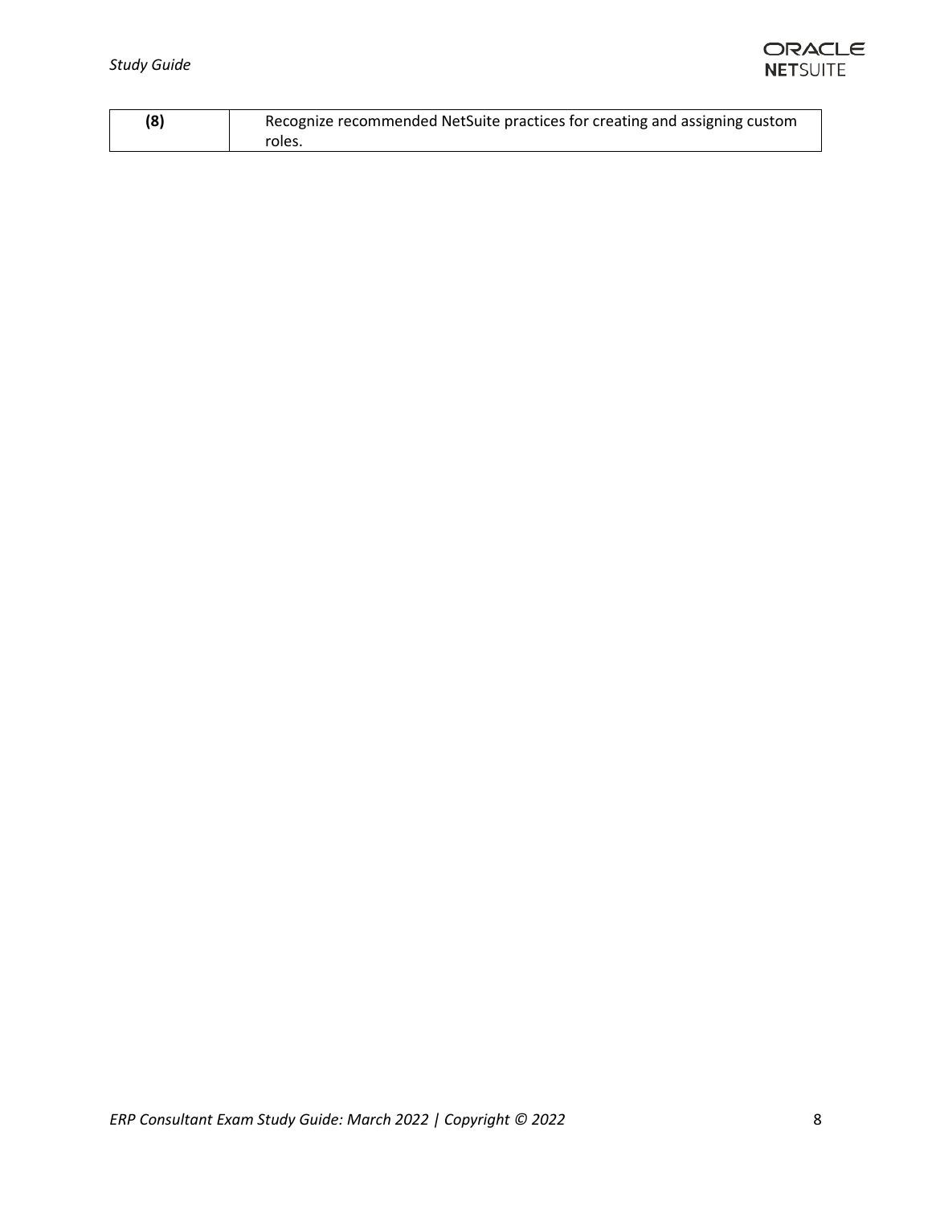| (8) | Recognize recommended NetSuite practices for creating and assigning custom roles. |
|---|---|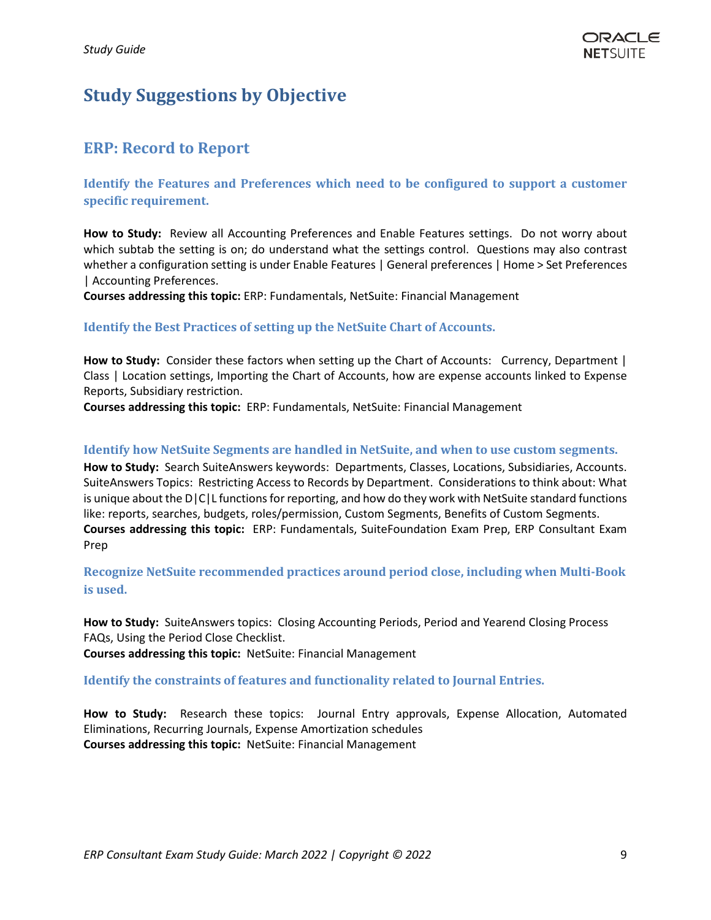# Study Suggestions by Objective

## ERP: Record to Report

### Identify the Features and Preferences which need to be configured to support a customer specific requirement.

**How to Study:** Review all Accounting Preferences and Enable Features settings. Do not worry about which subtab the setting is on; do understand what the settings control. Questions may also contrast whether a configuration setting is under Enable Features | General preferences | Home > Set Preferences | Accounting Preferences.
**Courses addressing this topic:** ERP: Fundamentals, NetSuite: Financial Management

### Identify the Best Practices of setting up the NetSuite Chart of Accounts.

**How to Study:** Consider these factors when setting up the Chart of Accounts: Currency, Department | Class | Location settings, Importing the Chart of Accounts, how are expense accounts linked to Expense Reports, Subsidiary restriction.
**Courses addressing this topic:** ERP: Fundamentals, NetSuite: Financial Management

### Identify how NetSuite Segments are handled in NetSuite, and when to use custom segments.

**How to Study:** Search SuiteAnswers keywords: Departments, Classes, Locations, Subsidiaries, Accounts. SuiteAnswers Topics: Restricting Access to Records by Department. Considerations to think about: What is unique about the D|C|L functions for reporting, and how do they work with NetSuite standard functions like: reports, searches, budgets, roles/permission, Custom Segments, Benefits of Custom Segments.
**Courses addressing this topic:** ERP: Fundamentals, SuiteFoundation Exam Prep, ERP Consultant Exam Prep

### Recognize NetSuite recommended practices around period close, including when Multi-Book is used.

**How to Study:** SuiteAnswers topics: Closing Accounting Periods, Period and Yearend Closing Process FAQs, Using the Period Close Checklist.
**Courses addressing this topic:** NetSuite: Financial Management

### Identify the constraints of features and functionality related to Journal Entries.

**How to Study:** Research these topics: Journal Entry approvals, Expense Allocation, Automated Eliminations, Recurring Journals, Expense Amortization schedules
**Courses addressing this topic:** NetSuite: Financial Management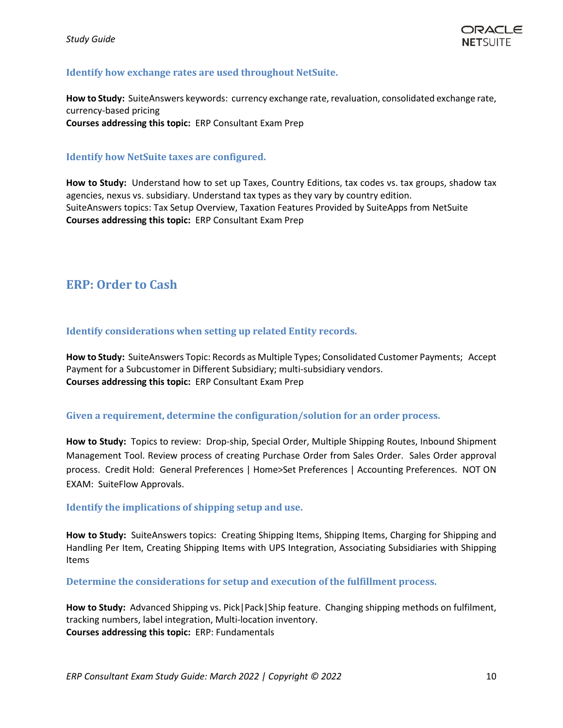### Identify how exchange rates are used throughout NetSuite.

**How to Study:** SuiteAnswers keywords: currency exchange rate, revaluation, consolidated exchange rate, currency-based pricing
**Courses addressing this topic:** ERP Consultant Exam Prep

### Identify how NetSuite taxes are configured.

**How to Study:** Understand how to set up Taxes, Country Editions, tax codes vs. tax groups, shadow tax agencies, nexus vs. subsidiary. Understand tax types as they vary by country edition.
SuiteAnswers topics: Tax Setup Overview, Taxation Features Provided by SuiteApps from NetSuite
**Courses addressing this topic:** ERP Consultant Exam Prep

## ERP: Order to Cash

### Identify considerations when setting up related Entity records.

**How to Study:** SuiteAnswers Topic: Records as Multiple Types; Consolidated Customer Payments; Accept Payment for a Subcustomer in Different Subsidiary; multi-subsidiary vendors.
**Courses addressing this topic:** ERP Consultant Exam Prep

### Given a requirement, determine the configuration/solution for an order process.

**How to Study:** Topics to review: Drop-ship, Special Order, Multiple Shipping Routes, Inbound Shipment Management Tool. Review process of creating Purchase Order from Sales Order. Sales Order approval process. Credit Hold: General Preferences | Home>Set Preferences | Accounting Preferences. NOT ON EXAM: SuiteFlow Approvals.

### Identify the implications of shipping setup and use.

**How to Study:** SuiteAnswers topics: Creating Shipping Items, Shipping Items, Charging for Shipping and Handling Per Item, Creating Shipping Items with UPS Integration, Associating Subsidiaries with Shipping Items

### Determine the considerations for setup and execution of the fulfillment process.

**How to Study:** Advanced Shipping vs. Pick|Pack|Ship feature. Changing shipping methods on fulfilment, tracking numbers, label integration, Multi-location inventory.
**Courses addressing this topic:** ERP: Fundamentals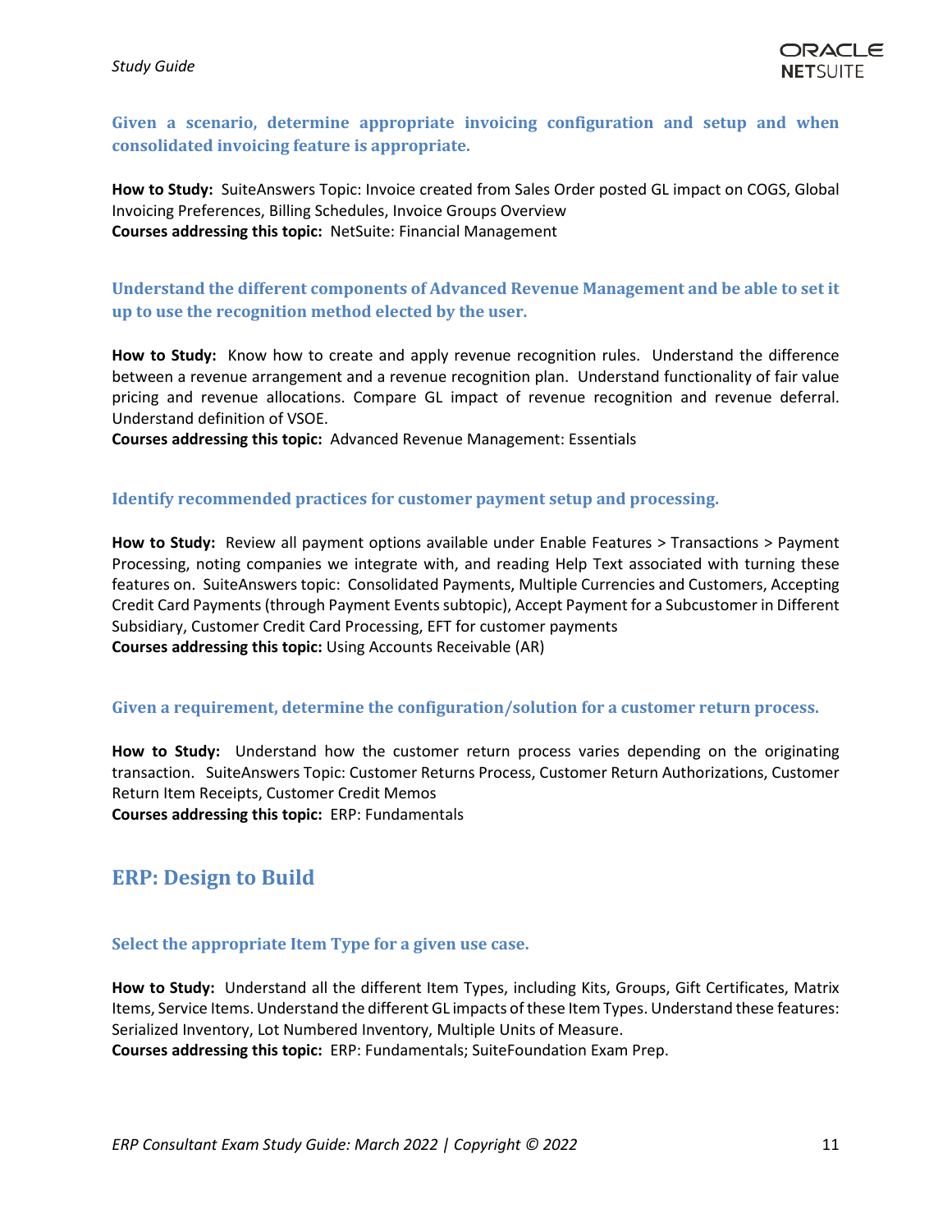### Given a scenario, determine appropriate invoicing configuration and setup and when consolidated invoicing feature is appropriate.

**How to Study:** SuiteAnswers Topic: Invoice created from Sales Order posted GL impact on COGS, Global Invoicing Preferences, Billing Schedules, Invoice Groups Overview
**Courses addressing this topic:** NetSuite: Financial Management

### Understand the different components of Advanced Revenue Management and be able to set it up to use the recognition method elected by the user.

**How to Study:** Know how to create and apply revenue recognition rules. Understand the difference between a revenue arrangement and a revenue recognition plan. Understand functionality of fair value pricing and revenue allocations. Compare GL impact of revenue recognition and revenue deferral. Understand definition of VSOE.
**Courses addressing this topic:** Advanced Revenue Management: Essentials

### Identify recommended practices for customer payment setup and processing.

**How to Study:** Review all payment options available under Enable Features > Transactions > Payment Processing, noting companies we integrate with, and reading Help Text associated with turning these features on. SuiteAnswers topic: Consolidated Payments, Multiple Currencies and Customers, Accepting Credit Card Payments (through Payment Events subtopic), Accept Payment for a Subcustomer in Different Subsidiary, Customer Credit Card Processing, EFT for customer payments
**Courses addressing this topic:** Using Accounts Receivable (AR)

### Given a requirement, determine the configuration/solution for a customer return process.

**How to Study:** Understand how the customer return process varies depending on the originating transaction. SuiteAnswers Topic: Customer Returns Process, Customer Return Authorizations, Customer Return Item Receipts, Customer Credit Memos
**Courses addressing this topic:** ERP: Fundamentals

## ERP: Design to Build

### Select the appropriate Item Type for a given use case.

**How to Study:** Understand all the different Item Types, including Kits, Groups, Gift Certificates, Matrix Items, Service Items. Understand the different GL impacts of these Item Types. Understand these features: Serialized Inventory, Lot Numbered Inventory, Multiple Units of Measure.
**Courses addressing this topic:** ERP: Fundamentals; SuiteFoundation Exam Prep.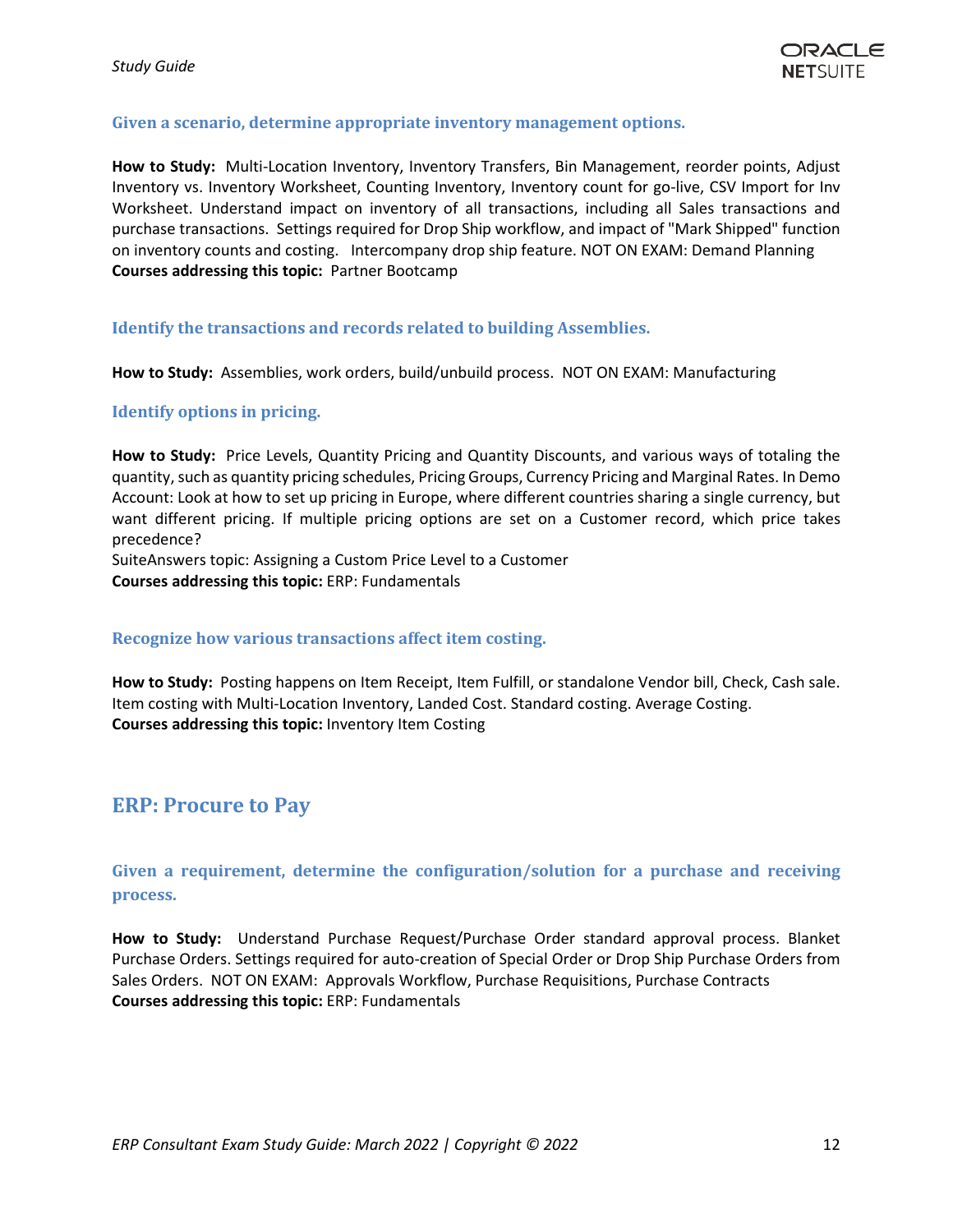### Given a scenario, determine appropriate inventory management options.

**How to Study:** Multi-Location Inventory, Inventory Transfers, Bin Management, reorder points, Adjust Inventory vs. Inventory Worksheet, Counting Inventory, Inventory count for go-live, CSV Import for Inv Worksheet. Understand impact on inventory of all transactions, including all Sales transactions and purchase transactions. Settings required for Drop Ship workflow, and impact of "Mark Shipped" function on inventory counts and costing. Intercompany drop ship feature. NOT ON EXAM: Demand Planning
**Courses addressing this topic:** Partner Bootcamp

### Identify the transactions and records related to building Assemblies.

**How to Study:** Assemblies, work orders, build/unbuild process. NOT ON EXAM: Manufacturing

### Identify options in pricing.

**How to Study:** Price Levels, Quantity Pricing and Quantity Discounts, and various ways of totaling the quantity, such as quantity pricing schedules, Pricing Groups, Currency Pricing and Marginal Rates. In Demo Account: Look at how to set up pricing in Europe, where different countries sharing a single currency, but want different pricing. If multiple pricing options are set on a Customer record, which price takes precedence?
SuiteAnswers topic: Assigning a Custom Price Level to a Customer
**Courses addressing this topic:** ERP: Fundamentals

### Recognize how various transactions affect item costing.

**How to Study:** Posting happens on Item Receipt, Item Fulfill, or standalone Vendor bill, Check, Cash sale. Item costing with Multi-Location Inventory, Landed Cost. Standard costing. Average Costing.
**Courses addressing this topic:** Inventory Item Costing

## ERP: Procure to Pay

### Given a requirement, determine the configuration/solution for a purchase and receiving process.

**How to Study:** Understand Purchase Request/Purchase Order standard approval process. Blanket Purchase Orders. Settings required for auto-creation of Special Order or Drop Ship Purchase Orders from Sales Orders. NOT ON EXAM: Approvals Workflow, Purchase Requisitions, Purchase Contracts
**Courses addressing this topic:** ERP: Fundamentals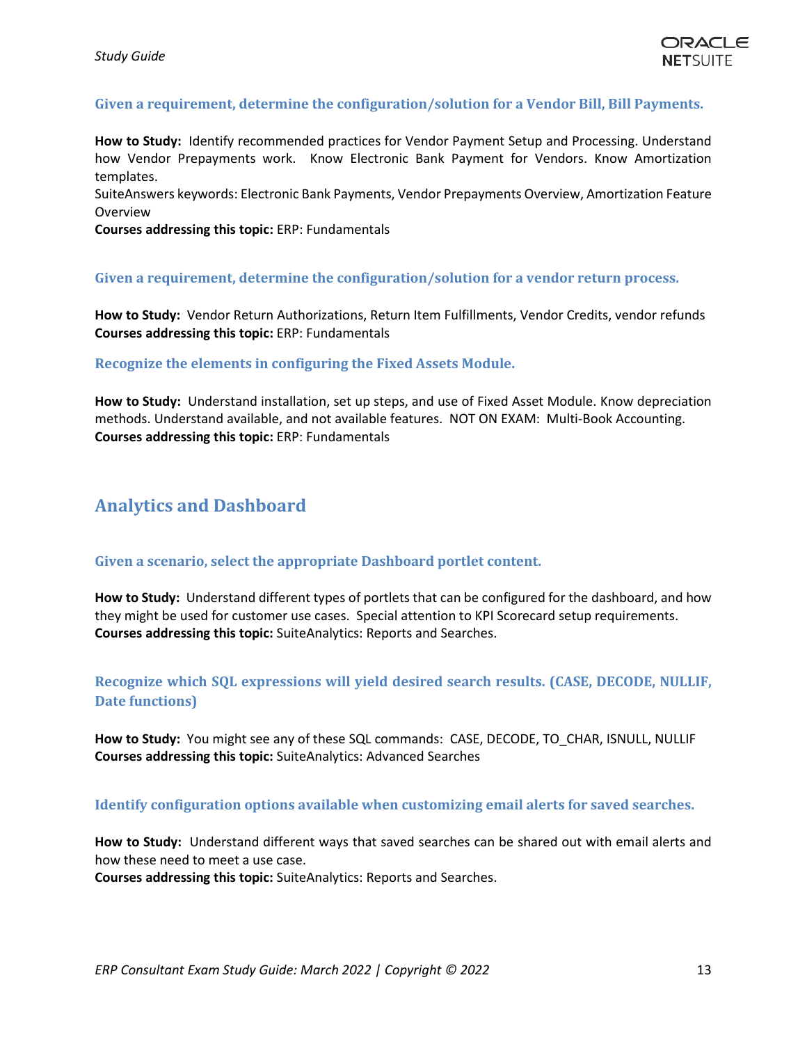### Given a requirement, determine the configuration/solution for a Vendor Bill, Bill Payments.

**How to Study:** Identify recommended practices for Vendor Payment Setup and Processing. Understand how Vendor Prepayments work. Know Electronic Bank Payment for Vendors. Know Amortization templates.
SuiteAnswers keywords: Electronic Bank Payments, Vendor Prepayments Overview, Amortization Feature Overview
**Courses addressing this topic:** ERP: Fundamentals

### Given a requirement, determine the configuration/solution for a vendor return process.

**How to Study:** Vendor Return Authorizations, Return Item Fulfillments, Vendor Credits, vendor refunds
**Courses addressing this topic:** ERP: Fundamentals

### Recognize the elements in configuring the Fixed Assets Module.

**How to Study:** Understand installation, set up steps, and use of Fixed Asset Module. Know depreciation methods. Understand available, and not available features. NOT ON EXAM: Multi-Book Accounting.
**Courses addressing this topic:** ERP: Fundamentals

## Analytics and Dashboard

### Given a scenario, select the appropriate Dashboard portlet content.

**How to Study:** Understand different types of portlets that can be configured for the dashboard, and how they might be used for customer use cases. Special attention to KPI Scorecard setup requirements.
**Courses addressing this topic:** SuiteAnalytics: Reports and Searches.

### Recognize which SQL expressions will yield desired search results. (CASE, DECODE, NULLIF, Date functions)

**How to Study:** You might see any of these SQL commands: CASE, DECODE, TO_CHAR, ISNULL, NULLIF
**Courses addressing this topic:** SuiteAnalytics: Advanced Searches

### Identify configuration options available when customizing email alerts for saved searches.

**How to Study:** Understand different ways that saved searches can be shared out with email alerts and how these need to meet a use case.
**Courses addressing this topic:** SuiteAnalytics: Reports and Searches.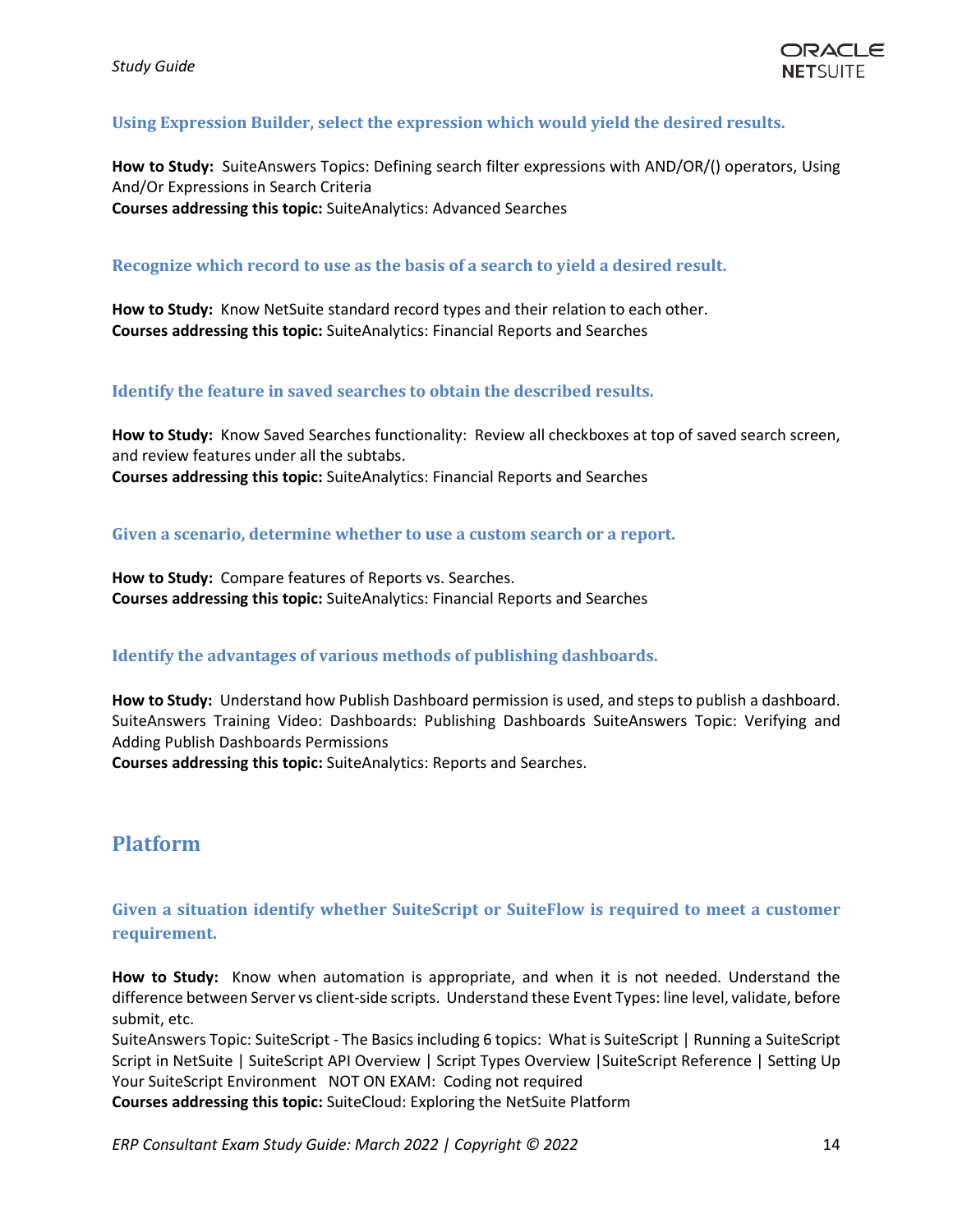### Using Expression Builder, select the expression which would yield the desired results.

**How to Study:** SuiteAnswers Topics: Defining search filter expressions with AND/OR/() operators, Using And/Or Expressions in Search Criteria
**Courses addressing this topic:** SuiteAnalytics: Advanced Searches

### Recognize which record to use as the basis of a search to yield a desired result.

**How to Study:** Know NetSuite standard record types and their relation to each other.
**Courses addressing this topic:** SuiteAnalytics: Financial Reports and Searches

### Identify the feature in saved searches to obtain the described results.

**How to Study:** Know Saved Searches functionality: Review all checkboxes at top of saved search screen, and review features under all the subtabs.
**Courses addressing this topic:** SuiteAnalytics: Financial Reports and Searches

### Given a scenario, determine whether to use a custom search or a report.

**How to Study:** Compare features of Reports vs. Searches.
**Courses addressing this topic:** SuiteAnalytics: Financial Reports and Searches

### Identify the advantages of various methods of publishing dashboards.

**How to Study:** Understand how Publish Dashboard permission is used, and steps to publish a dashboard. SuiteAnswers Training Video: Dashboards: Publishing Dashboards SuiteAnswers Topic: Verifying and Adding Publish Dashboards Permissions
**Courses addressing this topic:** SuiteAnalytics: Reports and Searches.

## Platform

### Given a situation identify whether SuiteScript or SuiteFlow is required to meet a customer requirement.

**How to Study:** Know when automation is appropriate, and when it is not needed. Understand the difference between Server vs client-side scripts. Understand these Event Types: line level, validate, before submit, etc.
SuiteAnswers Topic: SuiteScript - The Basics including 6 topics: What is SuiteScript | Running a SuiteScript Script in NetSuite | SuiteScript API Overview | Script Types Overview |SuiteScript Reference | Setting Up Your SuiteScript Environment NOT ON EXAM: Coding not required
**Courses addressing this topic:** SuiteCloud: Exploring the NetSuite Platform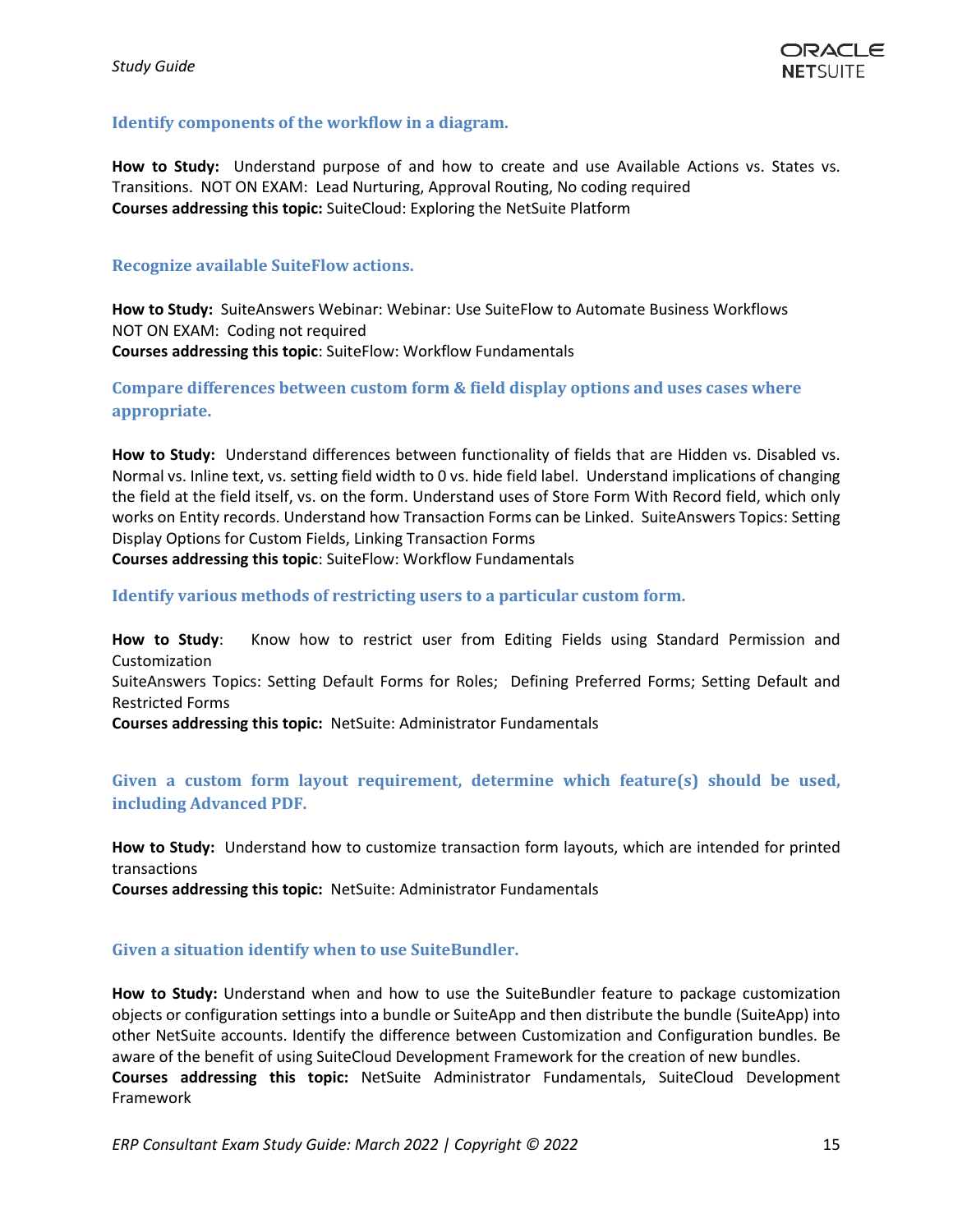### Identify components of the workflow in a diagram.

**How to Study:** Understand purpose of and how to create and use Available Actions vs. States vs. Transitions. NOT ON EXAM: Lead Nurturing, Approval Routing, No coding required
**Courses addressing this topic:** SuiteCloud: Exploring the NetSuite Platform

### Recognize available SuiteFlow actions.

**How to Study:** SuiteAnswers Webinar: Webinar: Use SuiteFlow to Automate Business Workflows
NOT ON EXAM: Coding not required
**Courses addressing this topic**: SuiteFlow: Workflow Fundamentals

### Compare differences between custom form & field display options and uses cases where appropriate.

**How to Study:** Understand differences between functionality of fields that are Hidden vs. Disabled vs. Normal vs. Inline text, vs. setting field width to 0 vs. hide field label. Understand implications of changing the field at the field itself, vs. on the form. Understand uses of Store Form With Record field, which only works on Entity records. Understand how Transaction Forms can be Linked. SuiteAnswers Topics: Setting Display Options for Custom Fields, Linking Transaction Forms
**Courses addressing this topic**: SuiteFlow: Workflow Fundamentals

### Identify various methods of restricting users to a particular custom form.

**How to Study**: Know how to restrict user from Editing Fields using Standard Permission and Customization
SuiteAnswers Topics: Setting Default Forms for Roles; Defining Preferred Forms; Setting Default and Restricted Forms
**Courses addressing this topic:** NetSuite: Administrator Fundamentals

### Given a custom form layout requirement, determine which feature(s) should be used, including Advanced PDF.

**How to Study:** Understand how to customize transaction form layouts, which are intended for printed transactions
**Courses addressing this topic:** NetSuite: Administrator Fundamentals

### Given a situation identify when to use SuiteBundler.

**How to Study:** Understand when and how to use the SuiteBundler feature to package customization objects or configuration settings into a bundle or SuiteApp and then distribute the bundle (SuiteApp) into other NetSuite accounts. Identify the difference between Customization and Configuration bundles. Be aware of the benefit of using SuiteCloud Development Framework for the creation of new bundles.
**Courses addressing this topic:** NetSuite Administrator Fundamentals, SuiteCloud Development Framework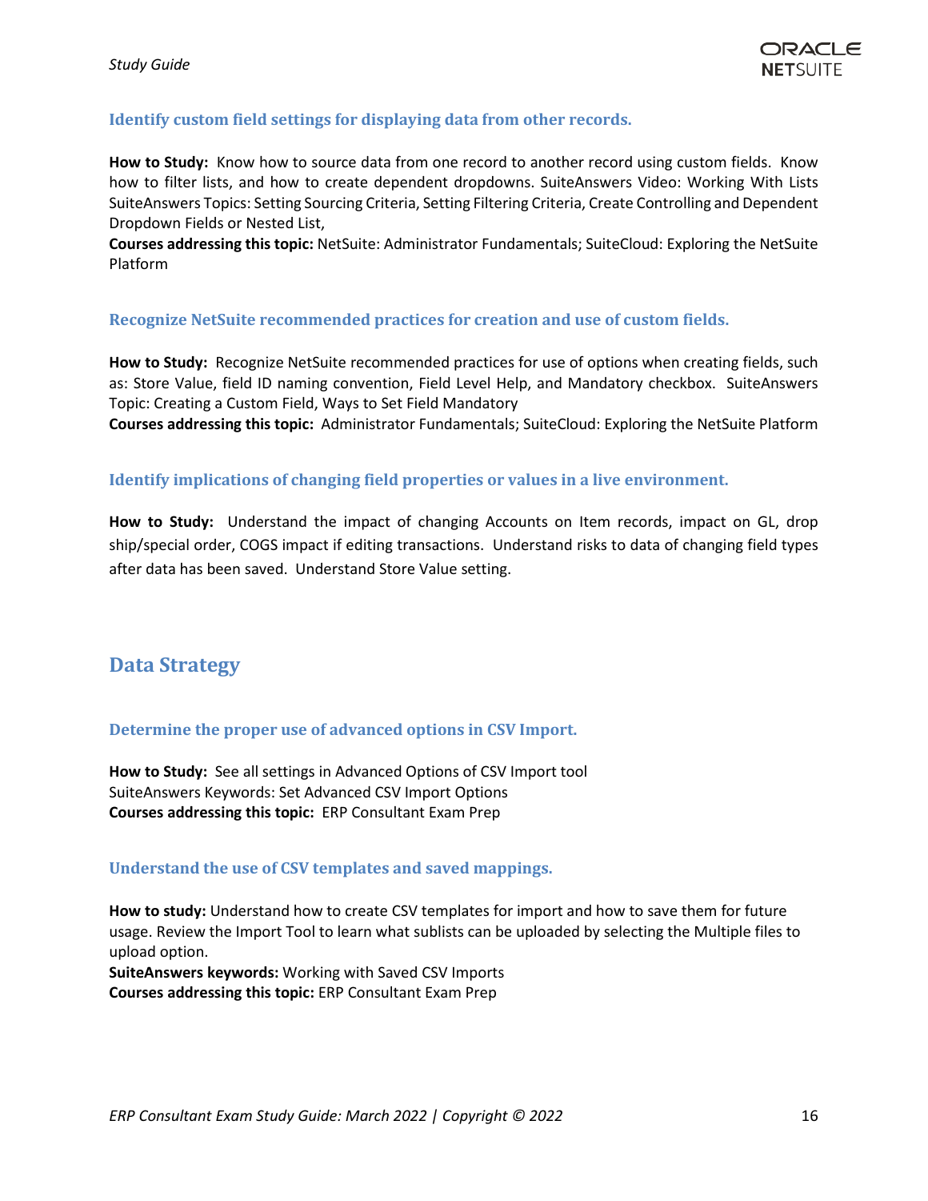### Identify custom field settings for displaying data from other records.

**How to Study:** Know how to source data from one record to another record using custom fields. Know how to filter lists, and how to create dependent dropdowns. SuiteAnswers Video: Working With Lists SuiteAnswers Topics: Setting Sourcing Criteria, Setting Filtering Criteria, Create Controlling and Dependent Dropdown Fields or Nested List,
**Courses addressing this topic:** NetSuite: Administrator Fundamentals; SuiteCloud: Exploring the NetSuite Platform

### Recognize NetSuite recommended practices for creation and use of custom fields.

**How to Study:** Recognize NetSuite recommended practices for use of options when creating fields, such as: Store Value, field ID naming convention, Field Level Help, and Mandatory checkbox. SuiteAnswers Topic: Creating a Custom Field, Ways to Set Field Mandatory
**Courses addressing this topic:** Administrator Fundamentals; SuiteCloud: Exploring the NetSuite Platform

### Identify implications of changing field properties or values in a live environment.

**How to Study:** Understand the impact of changing Accounts on Item records, impact on GL, drop ship/special order, COGS impact if editing transactions. Understand risks to data of changing field types after data has been saved. Understand Store Value setting.

## Data Strategy

### Determine the proper use of advanced options in CSV Import.

**How to Study:** See all settings in Advanced Options of CSV Import tool
SuiteAnswers Keywords: Set Advanced CSV Import Options
**Courses addressing this topic:** ERP Consultant Exam Prep

### Understand the use of CSV templates and saved mappings.

**How to study:** Understand how to create CSV templates for import and how to save them for future usage. Review the Import Tool to learn what sublists can be uploaded by selecting the Multiple files to upload option.
**SuiteAnswers keywords:** Working with Saved CSV Imports
**Courses addressing this topic:** ERP Consultant Exam Prep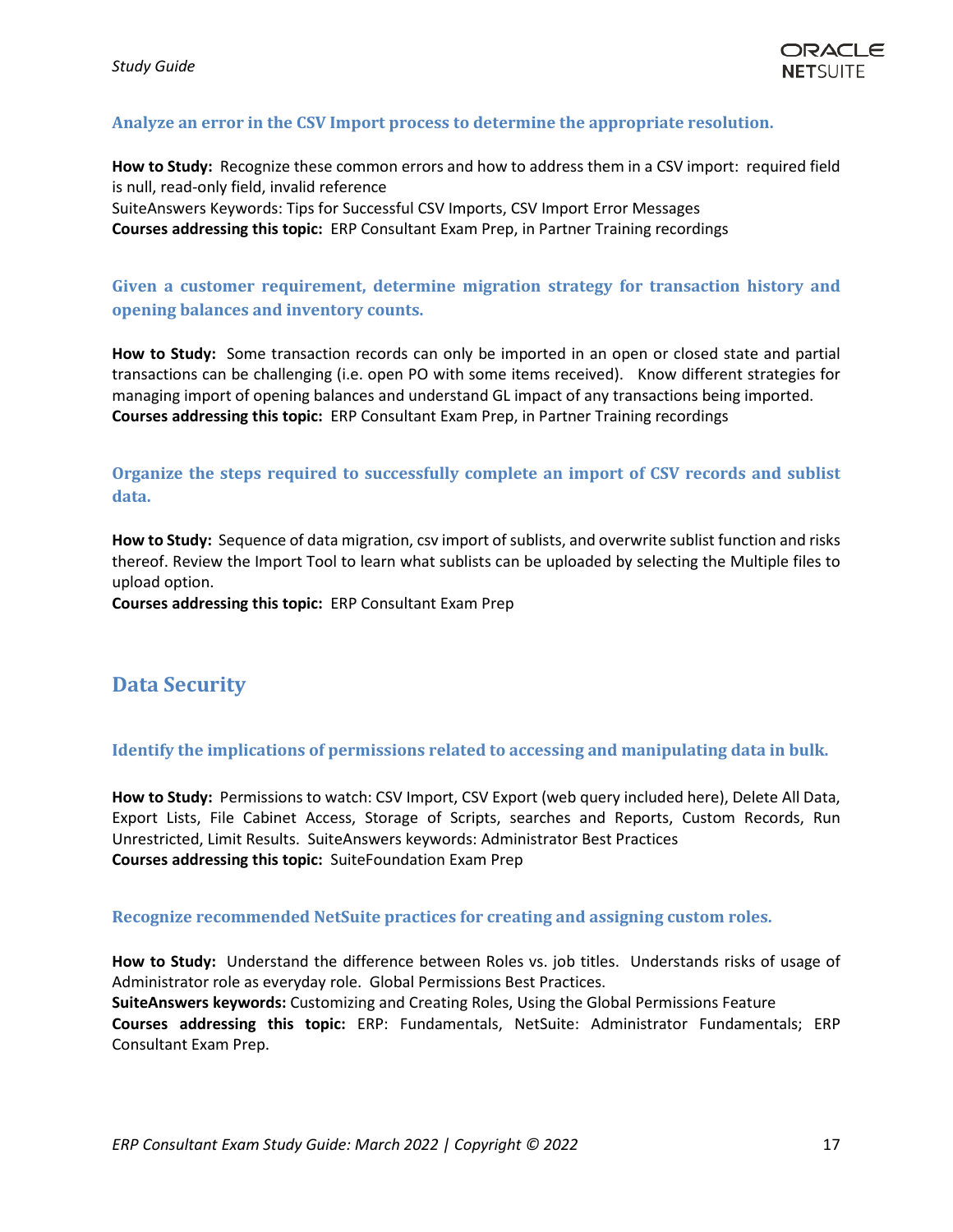### Analyze an error in the CSV Import process to determine the appropriate resolution.

**How to Study:** Recognize these common errors and how to address them in a CSV import: required field is null, read-only field, invalid reference
SuiteAnswers Keywords: Tips for Successful CSV Imports, CSV Import Error Messages
**Courses addressing this topic:** ERP Consultant Exam Prep, in Partner Training recordings

### Given a customer requirement, determine migration strategy for transaction history and opening balances and inventory counts.

**How to Study:** Some transaction records can only be imported in an open or closed state and partial transactions can be challenging (i.e. open PO with some items received). Know different strategies for managing import of opening balances and understand GL impact of any transactions being imported.
**Courses addressing this topic:** ERP Consultant Exam Prep, in Partner Training recordings

### Organize the steps required to successfully complete an import of CSV records and sublist data.

**How to Study:** Sequence of data migration, csv import of sublists, and overwrite sublist function and risks thereof. Review the Import Tool to learn what sublists can be uploaded by selecting the Multiple files to upload option.
**Courses addressing this topic:** ERP Consultant Exam Prep

## Data Security

### Identify the implications of permissions related to accessing and manipulating data in bulk.

**How to Study:** Permissions to watch: CSV Import, CSV Export (web query included here), Delete All Data, Export Lists, File Cabinet Access, Storage of Scripts, searches and Reports, Custom Records, Run Unrestricted, Limit Results. SuiteAnswers keywords: Administrator Best Practices
**Courses addressing this topic:** SuiteFoundation Exam Prep

### Recognize recommended NetSuite practices for creating and assigning custom roles.

**How to Study:** Understand the difference between Roles vs. job titles. Understands risks of usage of Administrator role as everyday role. Global Permissions Best Practices.
**SuiteAnswers keywords:** Customizing and Creating Roles, Using the Global Permissions Feature
**Courses addressing this topic:** ERP: Fundamentals, NetSuite: Administrator Fundamentals; ERP Consultant Exam Prep.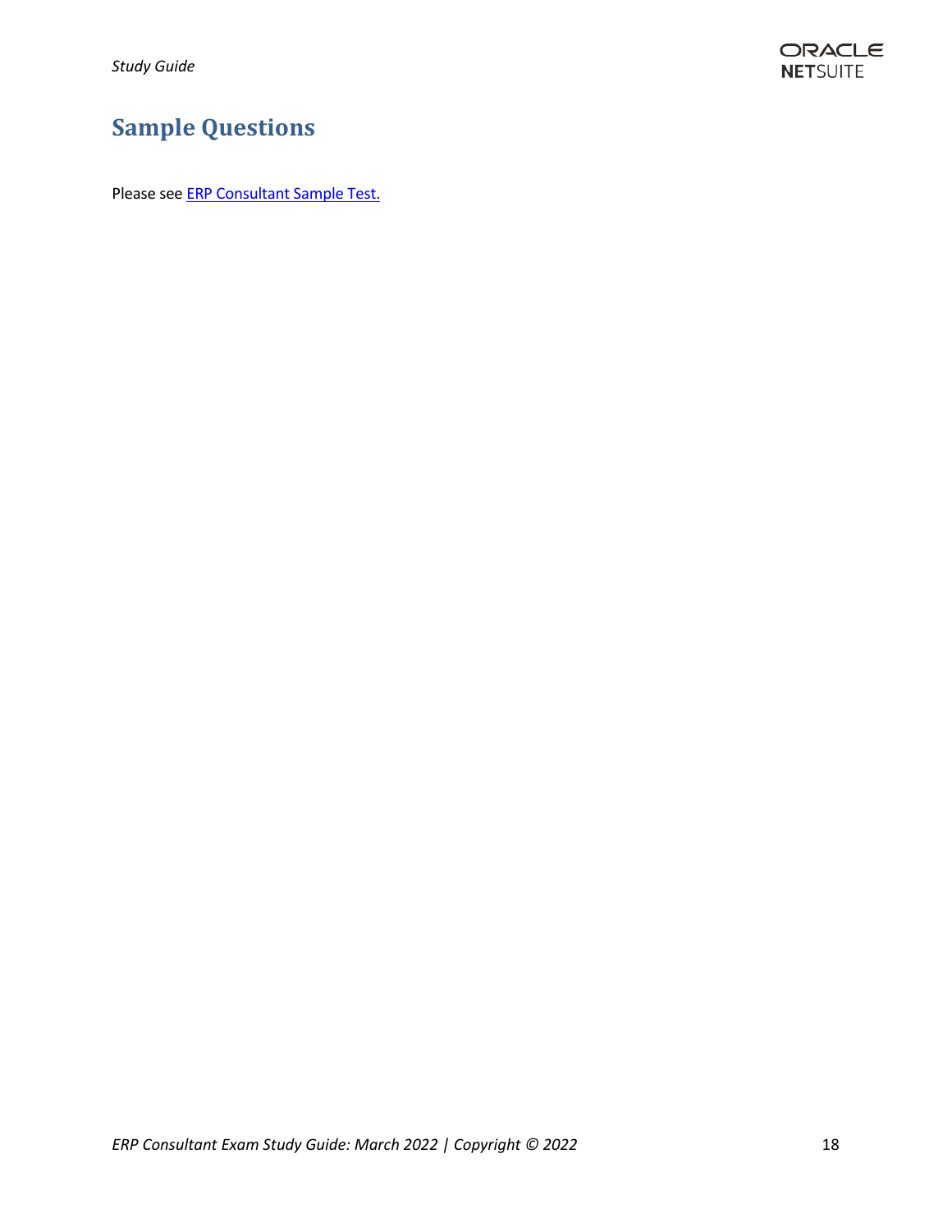## Sample Questions

Please see [ERP Consultant Sample Test.]()